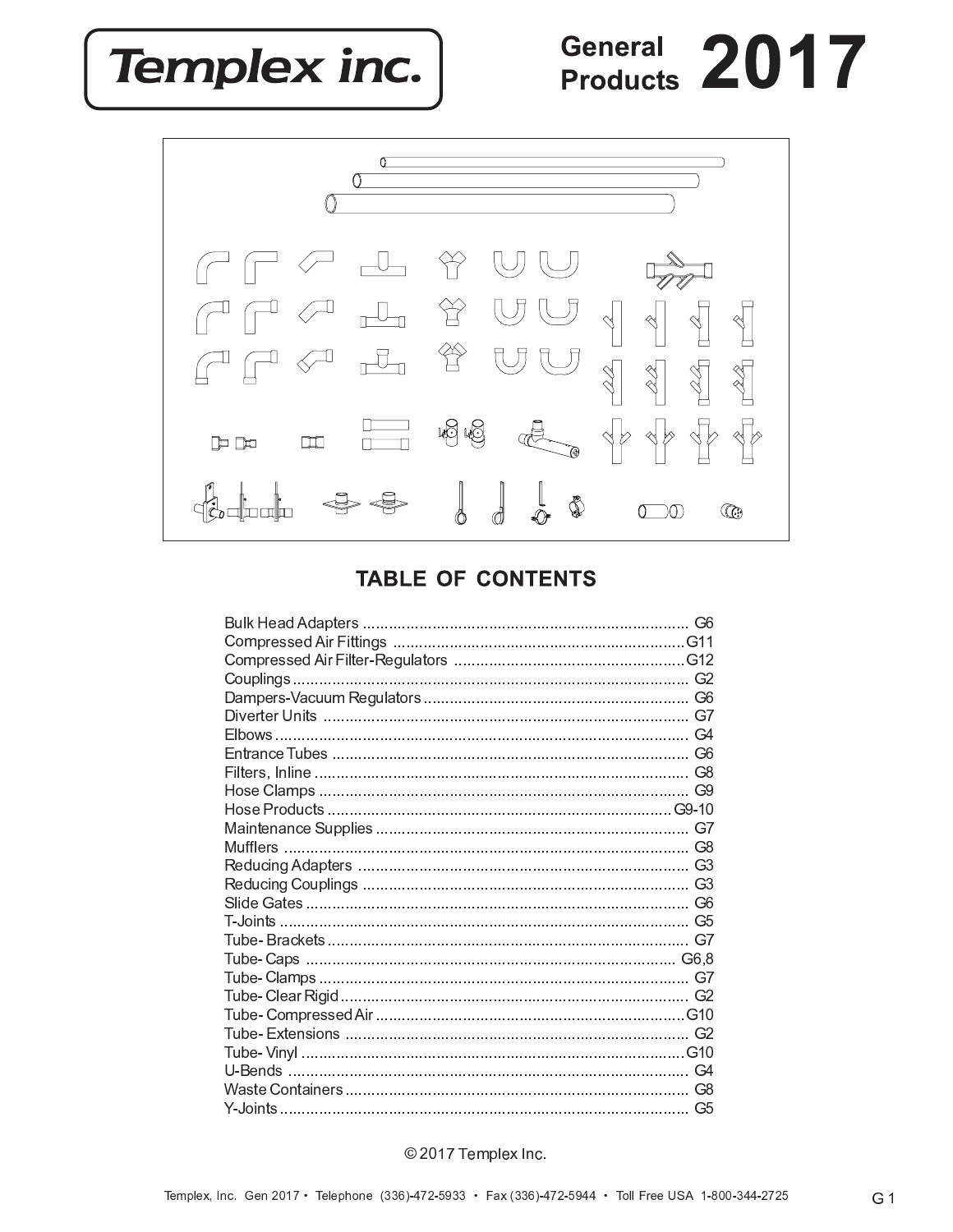# Templex inc.

## General Products 2017

## TABLE OF CONTENTS

| Item | Page |
|---|---|
| Bulk Head Adapters | G6 |
| Compressed Air Fittings | G11 |
| Compressed Air Filter-Regulators | G12 |
| Couplings | G2 |
| Dampers-Vacuum Regulators | G6 |
| Diverter Units | G7 |
| Elbows | G4 |
| Entrance Tubes | G6 |
| Filters, Inline | G8 |
| Hose Clamps | G9 |
| Hose Products | G9-10 |
| Maintenance Supplies | G7 |
| Mufflers | G8 |
| Reducing Adapters | G3 |
| Reducing Couplings | G3 |
| Slide Gates | G6 |
| T-Joints | G5 |
| Tube- Brackets | G7 |
| Tube- Caps | G6,8 |
| Tube- Clamps | G7 |
| Tube- Clear Rigid | G2 |
| Tube- Compressed Air | G10 |
| Tube- Extensions | G2 |
| Tube- Vinyl | G10 |
| U-Bends | G4 |
| Waste Containers | G8 |
| Y-Joints | G5 |

© 2017 Templex Inc.

Templex, Inc. Gen 2017 • Telephone (336)-472-5933 • Fax (336)-472-5944 • Toll Free USA 1-800-344-2725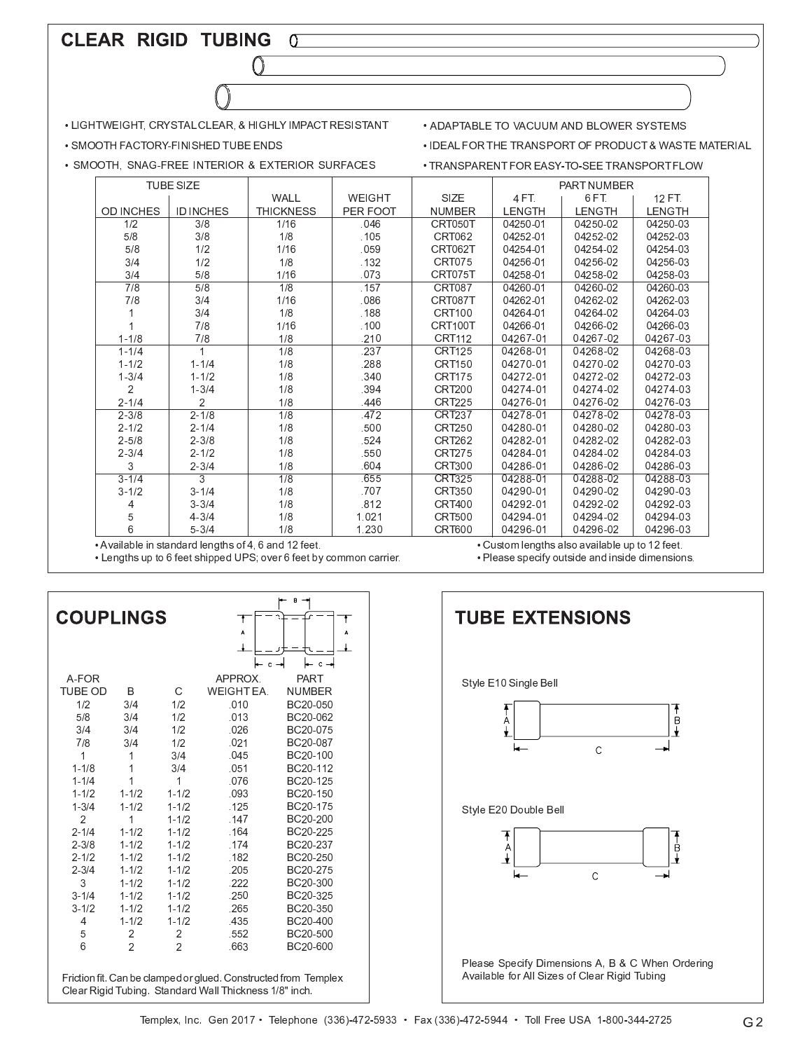# CLEAR RIGID TUBING

- LIGHTWEIGHT, CRYSTAL CLEAR, & HIGHLY IMPACT RESISTANT
- SMOOTH FACTORY-FINISHED TUBE ENDS
- SMOOTH, SNAG-FREE INTERIOR & EXTERIOR SURFACES
- ADAPTABLE TO VACUUM AND BLOWER SYSTEMS
- IDEAL FOR THE TRANSPORT OF PRODUCT & WASTE MATERIAL
- TRANSPARENT FOR EASY-TO-SEE TRANSPORT FLOW

| TUBE SIZE | | WALL | WEIGHT | SIZE | PART NUMBER | | |
|---|---|---|---|---|---|---|---|
| OD INCHES | ID INCHES | THICKNESS | PER FOOT | NUMBER | 4 FT. LENGTH | 6 FT. LENGTH | 12 FT. LENGTH |
| 1/2 | 3/8 | 1/16 | .046 | CRT050T | 04250-01 | 04250-02 | 04250-03 |
| 5/8 | 3/8 | 1/8 | .105 | CRT062 | 04252-01 | 04252-02 | 04252-03 |
| 5/8 | 1/2 | 1/16 | .059 | CRT062T | 04254-01 | 04254-02 | 04254-03 |
| 3/4 | 1/2 | 1/8 | .132 | CRT075 | 04256-01 | 04256-02 | 04256-03 |
| 3/4 | 5/8 | 1/16 | .073 | CRT075T | 04258-01 | 04258-02 | 04258-03 |
| 7/8 | 5/8 | 1/8 | .157 | CRT087 | 04260-01 | 04260-02 | 04260-03 |
| 7/8 | 3/4 | 1/16 | .086 | CRT087T | 04262-01 | 04262-02 | 04262-03 |
| 1 | 3/4 | 1/8 | .188 | CRT100 | 04264-01 | 04264-02 | 04264-03 |
| 1 | 7/8 | 1/16 | .100 | CRT100T | 04266-01 | 04266-02 | 04266-03 |
| 1-1/8 | 7/8 | 1/8 | .210 | CRT112 | 04267-01 | 04267-02 | 04267-03 |
| 1-1/4 | 1 | 1/8 | .237 | CRT125 | 04268-01 | 04268-02 | 04268-03 |
| 1-1/2 | 1-1/4 | 1/8 | .288 | CRT150 | 04270-01 | 04270-02 | 04270-03 |
| 1-3/4 | 1-1/2 | 1/8 | .340 | CRT175 | 04272-01 | 04272-02 | 04272-03 |
| 2 | 1-3/4 | 1/8 | .394 | CRT200 | 04274-01 | 04274-02 | 04274-03 |
| 2-1/4 | 2 | 1/8 | .446 | CRT225 | 04276-01 | 04276-02 | 04276-03 |
| 2-3/8 | 2-1/8 | 1/8 | .472 | CRT237 | 04278-01 | 04278-02 | 04278-03 |
| 2-1/2 | 2-1/4 | 1/8 | .500 | CRT250 | 04280-01 | 04280-02 | 04280-03 |
| 2-5/8 | 2-3/8 | 1/8 | .524 | CRT262 | 04282-01 | 04282-02 | 04282-03 |
| 2-3/4 | 2-1/2 | 1/8 | .550 | CRT275 | 04284-01 | 04284-02 | 04284-03 |
| 3 | 2-3/4 | 1/8 | .604 | CRT300 | 04286-01 | 04286-02 | 04286-03 |
| 3-1/4 | 3 | 1/8 | .655 | CRT325 | 04288-01 | 04288-02 | 04288-03 |
| 3-1/2 | 3-1/4 | 1/8 | .707 | CRT350 | 04290-01 | 04290-02 | 04290-03 |
| 4 | 3-3/4 | 1/8 | .812 | CRT400 | 04292-01 | 04292-02 | 04292-03 |
| 5 | 4-3/4 | 1/8 | 1.021 | CRT500 | 04294-01 | 04294-02 | 04294-03 |
| 6 | 5-3/4 | 1/8 | 1.230 | CRT600 | 04296-01 | 04296-02 | 04296-03 |

- Available in standard lengths of 4, 6 and 12 feet.
- Lengths up to 6 feet shipped UPS; over 6 feet by common carrier.
- Custom lengths also available up to 12 feet.
- Please specify outside and inside dimensions.

## COUPLINGS

| A-FOR TUBE OD | B | C | APPROX. WEIGHT EA. | PART NUMBER |
|---|---|---|---|---|
| 1/2 | 3/4 | 1/2 | .010 | BC20-050 |
| 5/8 | 3/4 | 1/2 | .013 | BC20-062 |
| 3/4 | 3/4 | 1/2 | .026 | BC20-075 |
| 7/8 | 3/4 | 1/2 | .021 | BC20-087 |
| 1 | 1 | 3/4 | .045 | BC20-100 |
| 1-1/8 | 1 | 3/4 | .051 | BC20-112 |
| 1-1/4 | 1 | 1 | .076 | BC20-125 |
| 1-1/2 | 1-1/2 | 1-1/2 | .093 | BC20-150 |
| 1-3/4 | 1-1/2 | 1-1/2 | .125 | BC20-175 |
| 2 | 1 | 1-1/2 | .147 | BC20-200 |
| 2-1/4 | 1-1/2 | 1-1/2 | .164 | BC20-225 |
| 2-3/8 | 1-1/2 | 1-1/2 | .174 | BC20-237 |
| 2-1/2 | 1-1/2 | 1-1/2 | .182 | BC20-250 |
| 2-3/4 | 1-1/2 | 1-1/2 | .205 | BC20-275 |
| 3 | 1-1/2 | 1-1/2 | .222 | BC20-300 |
| 3-1/4 | 1-1/2 | 1-1/2 | .250 | BC20-325 |
| 3-1/2 | 1-1/2 | 1-1/2 | .265 | BC20-350 |
| 4 | 1-1/2 | 1-1/2 | .435 | BC20-400 |
| 5 | 2 | 2 | .552 | BC20-500 |
| 6 | 2 | 2 | .663 | BC20-600 |

Friction fit. Can be clamped or glued. Constructed from Templex Clear Rigid Tubing. Standard Wall Thickness 1/8" inch.

## TUBE EXTENSIONS

Style E10 Single Bell

Style E20 Double Bell

Please Specify Dimensions A, B & C When Ordering
Available for All Sizes of Clear Rigid Tubing

Templex, Inc. Gen 2017 • Telephone (336)-472-5933 • Fax (336)-472-5944 • Toll Free USA 1-800-344-2725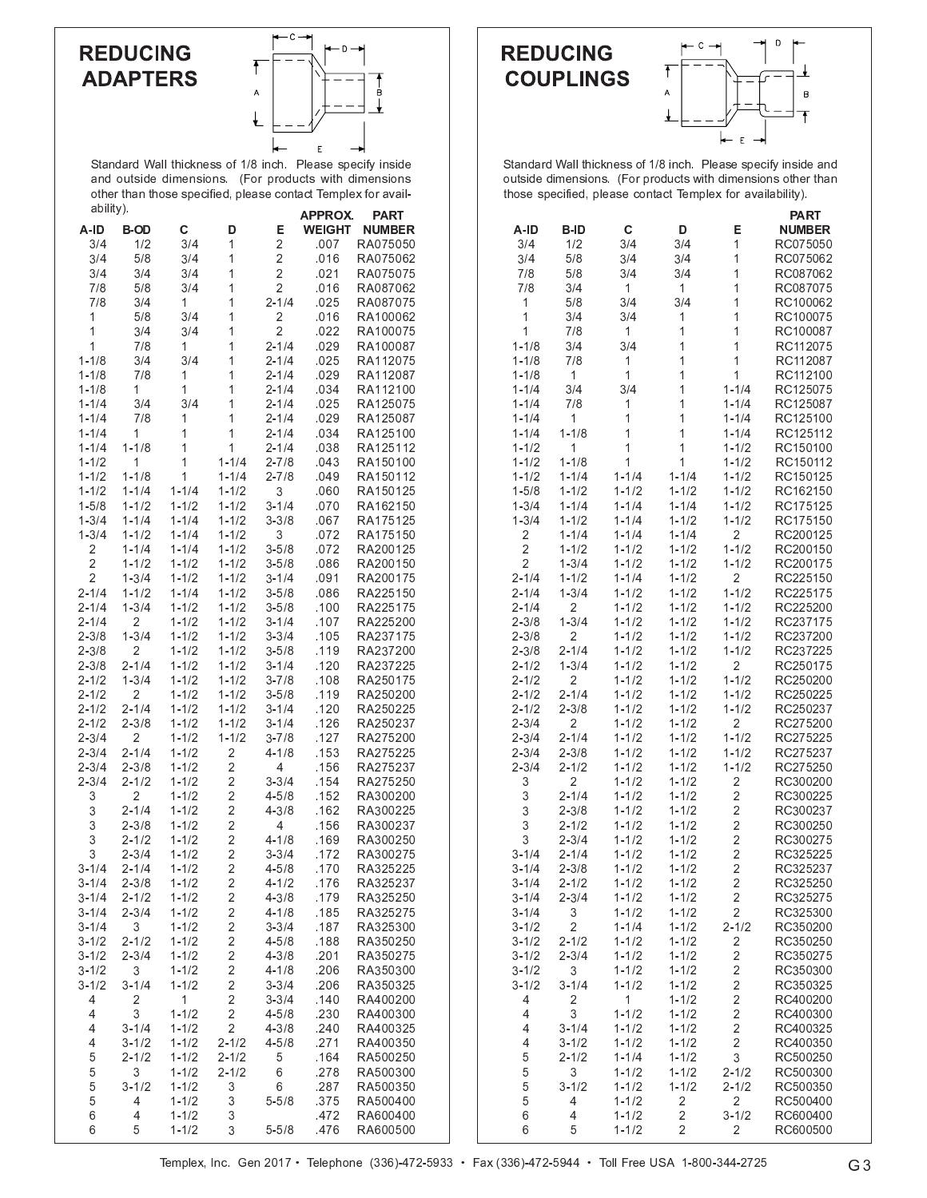# REDUCING ADAPTERS

Standard Wall thickness of 1/8 inch. Please specify inside and outside dimensions. (For products with dimensions other than those specified, please contact Templex for availability).

| A-ID | B-OD | C | D | E | APPROX. WEIGHT | PART NUMBER |
|---|---|---|---|---|---|---|
| 3/4 | 1/2 | 3/4 | 1 | 2 | .007 | RA075050 |
| 3/4 | 5/8 | 3/4 | 1 | 2 | .016 | RA075062 |
| 3/4 | 3/4 | 3/4 | 1 | 2 | .021 | RA075075 |
| 7/8 | 5/8 | 3/4 | 1 | 2 | .016 | RA087062 |
| 7/8 | 3/4 | 1 | 1 | 2-1/4 | .025 | RA087075 |
| 1 | 5/8 | 3/4 | 1 | 2 | .016 | RA100062 |
| 1 | 3/4 | 3/4 | 1 | 2 | .022 | RA100075 |
| 1 | 7/8 | 1 | 1 | 2-1/4 | .029 | RA100087 |
| 1-1/8 | 3/4 | 3/4 | 1 | 2-1/4 | .025 | RA112075 |
| 1-1/8 | 7/8 | 1 | 1 | 2-1/4 | .029 | RA112087 |
| 1-1/8 | 1 | 1 | 1 | 2-1/4 | .034 | RA112100 |
| 1-1/4 | 3/4 | 3/4 | 1 | 2-1/4 | .025 | RA125075 |
| 1-1/4 | 7/8 | 1 | 1 | 2-1/4 | .029 | RA125087 |
| 1-1/4 | 1 | 1 | 1 | 2-1/4 | .034 | RA125100 |
| 1-1/4 | 1-1/8 | 1 | 1 | 2-1/4 | .038 | RA125112 |
| 1-1/2 | 1 | 1 | 1-1/4 | 2-7/8 | .043 | RA150100 |
| 1-1/2 | 1-1/8 | 1 | 1-1/4 | 2-7/8 | .049 | RA150112 |
| 1-1/2 | 1-1/4 | 1-1/4 | 1-1/2 | 3 | .060 | RA150125 |
| 1-5/8 | 1-1/2 | 1-1/2 | 1-1/2 | 3-1/4 | .070 | RA162150 |
| 1-3/4 | 1-1/4 | 1-1/4 | 1-1/2 | 3-3/8 | .067 | RA175125 |
| 1-3/4 | 1-1/2 | 1-1/4 | 1-1/2 | 3 | .072 | RA175150 |
| 2 | 1-1/4 | 1-1/4 | 1-1/2 | 3-5/8 | .072 | RA200125 |
| 2 | 1-1/2 | 1-1/2 | 1-1/2 | 3-5/8 | .086 | RA200150 |
| 2 | 1-3/4 | 1-1/2 | 1-1/2 | 3-1/4 | .091 | RA200175 |
| 2-1/4 | 1-1/2 | 1-1/4 | 1-1/2 | 3-5/8 | .086 | RA225150 |
| 2-1/4 | 1-3/4 | 1-1/2 | 1-1/2 | 3-5/8 | .100 | RA225175 |
| 2-1/4 | 2 | 1-1/2 | 1-1/2 | 3-1/4 | .107 | RA225200 |
| 2-3/8 | 1-3/4 | 1-1/2 | 1-1/2 | 3-3/4 | .105 | RA237175 |
| 2-3/8 | 2 | 1-1/2 | 1-1/2 | 3-5/8 | .119 | RA237200 |
| 2-3/8 | 2-1/4 | 1-1/2 | 1-1/2 | 3-1/4 | .120 | RA237225 |
| 2-1/2 | 1-3/4 | 1-1/2 | 1-1/2 | 3-7/8 | .108 | RA250175 |
| 2-1/2 | 2 | 1-1/2 | 1-1/2 | 3-5/8 | .119 | RA250200 |
| 2-1/2 | 2-1/4 | 1-1/2 | 1-1/2 | 3-1/4 | .120 | RA250225 |
| 2-1/2 | 2-3/8 | 1-1/2 | 1-1/2 | 3-1/4 | .126 | RA250237 |
| 2-3/4 | 2 | 1-1/2 | 1-1/2 | 3-7/8 | .127 | RA275200 |
| 2-3/4 | 2-1/4 | 1-1/2 | 2 | 4-1/8 | .153 | RA275225 |
| 2-3/4 | 2-3/8 | 1-1/2 | 2 | 4 | .156 | RA275237 |
| 2-3/4 | 2-1/2 | 1-1/2 | 2 | 3-3/4 | .154 | RA275250 |
| 3 | 2 | 1-1/2 | 2 | 4-5/8 | .152 | RA300200 |
| 3 | 2-1/4 | 1-1/2 | 2 | 4-3/8 | .162 | RA300225 |
| 3 | 2-3/8 | 1-1/2 | 2 | 4 | .156 | RA300237 |
| 3 | 2-1/2 | 1-1/2 | 2 | 4-1/8 | .169 | RA300250 |
| 3 | 2-3/4 | 1-1/2 | 2 | 3-3/4 | .172 | RA300275 |
| 3-1/4 | 2-1/4 | 1-1/2 | 2 | 4-5/8 | .170 | RA325225 |
| 3-1/4 | 2-3/8 | 1-1/2 | 2 | 4-1/2 | .176 | RA325237 |
| 3-1/4 | 2-1/2 | 1-1/2 | 2 | 4-3/8 | .179 | RA325250 |
| 3-1/4 | 2-3/4 | 1-1/2 | 2 | 4-1/8 | .185 | RA325275 |
| 3-1/4 | 3 | 1-1/2 | 2 | 3-3/4 | .187 | RA325300 |
| 3-1/2 | 2-1/2 | 1-1/2 | 2 | 4-5/8 | .188 | RA350250 |
| 3-1/2 | 2-3/4 | 1-1/2 | 2 | 4-3/8 | .201 | RA350275 |
| 3-1/2 | 3 | 1-1/2 | 2 | 4-1/8 | .206 | RA350300 |
| 3-1/2 | 3-1/4 | 1-1/2 | 2 | 3-3/4 | .206 | RA350325 |
| 4 | 2 | 1 | 2 | 3-3/4 | .140 | RA400200 |
| 4 | 3 | 1-1/2 | 2 | 4-5/8 | .230 | RA400300 |
| 4 | 3-1/4 | 1-1/2 | 2 | 4-3/8 | .240 | RA400325 |
| 4 | 3-1/2 | 1-1/2 | 2-1/2 | 4-5/8 | .271 | RA400350 |
| 5 | 2-1/2 | 1-1/2 | 2-1/2 | 5 | .164 | RA500250 |
| 5 | 3 | 1-1/2 | 2-1/2 | 6 | .278 | RA500300 |
| 5 | 3-1/2 | 1-1/2 | 3 | 6 | .287 | RA500350 |
| 5 | 4 | 1-1/2 | 3 | 5-5/8 | .375 | RA500400 |
| 6 | 4 | 1-1/2 | 3 | | .472 | RA600400 |
| 6 | 5 | 1-1/2 | 3 | 5-5/8 | .476 | RA600500 |

# REDUCING COUPLINGS

Standard Wall thickness of 1/8 inch. Please specify inside and outside dimensions. (For products with dimensions other than those specified, please contact Templex for availability).

| A-ID | B-ID | C | D | E | PART NUMBER |
|---|---|---|---|---|---|
| 3/4 | 1/2 | 3/4 | 3/4 | 1 | RC075050 |
| 3/4 | 5/8 | 3/4 | 3/4 | 1 | RC075062 |
| 7/8 | 5/8 | 3/4 | 3/4 | 1 | RC087062 |
| 7/8 | 3/4 | 1 | 1 | 1 | RC087075 |
| 1 | 5/8 | 3/4 | 3/4 | 1 | RC100062 |
| 1 | 3/4 | 3/4 | 1 | 1 | RC100075 |
| 1 | 7/8 | 1 | 1 | 1 | RC100087 |
| 1-1/8 | 3/4 | 3/4 | 1 | 1 | RC112075 |
| 1-1/8 | 7/8 | 1 | 1 | 1 | RC112087 |
| 1-1/8 | 1 | 1 | 1 | 1 | RC112100 |
| 1-1/4 | 3/4 | 3/4 | 1 | 1-1/4 | RC125075 |
| 1-1/4 | 7/8 | 1 | 1 | 1-1/4 | RC125087 |
| 1-1/4 | 1 | 1 | 1 | 1-1/4 | RC125100 |
| 1-1/4 | 1-1/8 | 1 | 1 | 1-1/4 | RC125112 |
| 1-1/2 | 1 | 1 | 1 | 1-1/2 | RC150100 |
| 1-1/2 | 1-1/8 | 1 | 1 | 1-1/2 | RC150112 |
| 1-1/2 | 1-1/4 | 1-1/4 | 1-1/4 | 1-1/2 | RC150125 |
| 1-5/8 | 1-1/2 | 1-1/2 | 1-1/2 | 1-1/2 | RC162150 |
| 1-3/4 | 1-1/4 | 1-1/4 | 1-1/4 | 1-1/2 | RC175125 |
| 1-3/4 | 1-1/2 | 1-1/4 | 1-1/2 | 1-1/2 | RC175150 |
| 2 | 1-1/4 | 1-1/4 | 1-1/4 | 2 | RC200125 |
| 2 | 1-1/2 | 1-1/2 | 1-1/2 | 1-1/2 | RC200150 |
| 2 | 1-3/4 | 1-1/2 | 1-1/2 | 1-1/2 | RC200175 |
| 2-1/4 | 1-1/2 | 1-1/4 | 1-1/2 | 2 | RC225150 |
| 2-1/4 | 1-3/4 | 1-1/2 | 1-1/2 | 1-1/2 | RC225175 |
| 2-1/4 | 2 | 1-1/2 | 1-1/2 | 1-1/2 | RC225200 |
| 2-3/8 | 1-3/4 | 1-1/2 | 1-1/2 | 1-1/2 | RC237175 |
| 2-3/8 | 2 | 1-1/2 | 1-1/2 | 1-1/2 | RC237200 |
| 2-3/8 | 2-1/4 | 1-1/2 | 1-1/2 | 1-1/2 | RC237225 |
| 2-1/2 | 1-3/4 | 1-1/2 | 1-1/2 | 2 | RC250175 |
| 2-1/2 | 2 | 1-1/2 | 1-1/2 | 1-1/2 | RC250200 |
| 2-1/2 | 2-1/4 | 1-1/2 | 1-1/2 | 1-1/2 | RC250225 |
| 2-1/2 | 2-3/8 | 1-1/2 | 1-1/2 | 1-1/2 | RC250237 |
| 2-3/4 | 2 | 1-1/2 | 1-1/2 | 2 | RC275200 |
| 2-3/4 | 2-1/4 | 1-1/2 | 1-1/2 | 1-1/2 | RC275225 |
| 2-3/4 | 2-3/8 | 1-1/2 | 1-1/2 | 1-1/2 | RC275237 |
| 2-3/4 | 2-1/2 | 1-1/2 | 1-1/2 | 1-1/2 | RC275250 |
| 3 | 2 | 1-1/2 | 1-1/2 | 2 | RC300200 |
| 3 | 2-1/4 | 1-1/2 | 1-1/2 | 2 | RC300225 |
| 3 | 2-3/8 | 1-1/2 | 1-1/2 | 2 | RC300237 |
| 3 | 2-1/2 | 1-1/2 | 1-1/2 | 2 | RC300250 |
| 3 | 2-3/4 | 1-1/2 | 1-1/2 | 2 | RC300275 |
| 3-1/4 | 2-1/4 | 1-1/2 | 1-1/2 | 2 | RC325225 |
| 3-1/4 | 2-3/8 | 1-1/2 | 1-1/2 | 2 | RC325237 |
| 3-1/4 | 2-1/2 | 1-1/2 | 1-1/2 | 2 | RC325250 |
| 3-1/4 | 2-3/4 | 1-1/2 | 1-1/2 | 2 | RC325275 |
| 3-1/4 | 3 | 1-1/2 | 1-1/2 | 2 | RC325300 |
| 3-1/2 | 2 | 1-1/4 | 1-1/2 | 2-1/2 | RC350200 |
| 3-1/2 | 2-1/2 | 1-1/2 | 1-1/2 | 2 | RC350250 |
| 3-1/2 | 2-3/4 | 1-1/2 | 1-1/2 | 2 | RC350275 |
| 3-1/2 | 3 | 1-1/2 | 1-1/2 | 2 | RC350300 |
| 3-1/2 | 3-1/4 | 1-1/2 | 1-1/2 | 2 | RC350325 |
| 4 | 2 | 1 | 1-1/2 | 2 | RC400200 |
| 4 | 3 | 1-1/2 | 1-1/2 | 2 | RC400300 |
| 4 | 3-1/4 | 1-1/2 | 1-1/2 | 2 | RC400325 |
| 4 | 3-1/2 | 1-1/2 | 1-1/2 | 2 | RC400350 |
| 5 | 2-1/2 | 1-1/4 | 1-1/2 | 3 | RC500250 |
| 5 | 3 | 1-1/2 | 1-1/2 | 2-1/2 | RC500300 |
| 5 | 3-1/2 | 1-1/2 | 1-1/2 | 2-1/2 | RC500350 |
| 5 | 4 | 1-1/2 | 2 | 2 | RC500400 |
| 6 | 4 | 1-1/2 | 2 | 3-1/2 | RC600400 |
| 6 | 5 | 1-1/2 | 2 | 2 | RC600500 |

Templex, Inc. Gen 2017 • Telephone (336)-472-5933 • Fax (336)-472-5944 • Toll Free USA 1-800-344-2725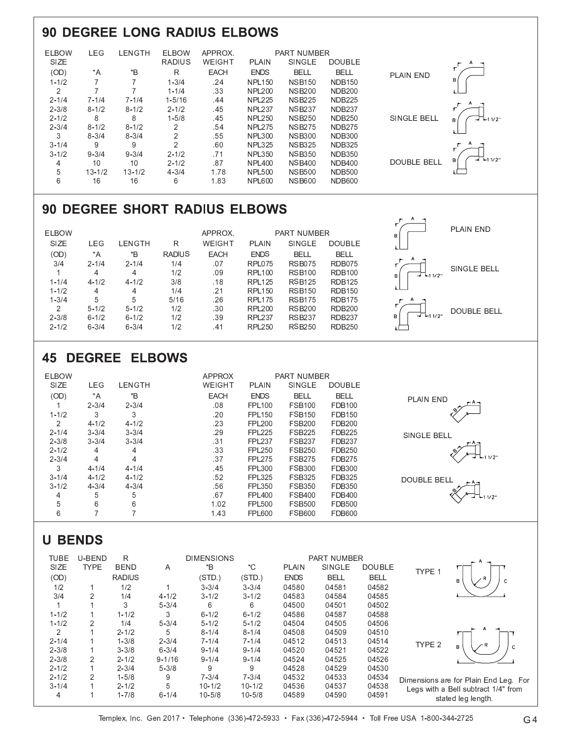## 90 DEGREE LONG RADIUS ELBOWS

| ELBOW SIZE (OD) | LEG *A | LENGTH *B | ELBOW RADIUS R | APPROX. WEIGHT EACH | PART NUMBER PLAIN ENDS | SINGLE BELL | DOUBLE BELL |
|---|---|---|---|---|---|---|---|
| 1-1/2 | 7 | 7 | 1-3/4 | .24 | NPL150 | NSB150 | NDB150 |
| 2 | 7 | 7 | 1-1/4 | .33 | NPL200 | NSB200 | NDB200 |
| 2-1/4 | 7-1/4 | 7-1/4 | 1-5/16 | .44 | NPL225 | NSB225 | NDB225 |
| 2-3/8 | 8-1/2 | 8-1/2 | 2-1/2 | .45 | NPL237 | NSB237 | NDB237 |
| 2-1/2 | 8 | 8 | 1-5/8 | .45 | NPL250 | NSB250 | NDB250 |
| 2-3/4 | 8-1/2 | 8-1/2 | 2 | .54 | NPL275 | NSB275 | NDB275 |
| 3 | 8-3/4 | 8-3/4 | 2 | .55 | NPL300 | NSB300 | NDB300 |
| 3-1/4 | 9 | 9 | 2 | .60 | NPL325 | NSB325 | NDB325 |
| 3-1/2 | 9-3/4 | 9-3/4 | 2-1/2 | .71 | NPL350 | NSB350 | NDB350 |
| 4 | 10 | 10 | 2-1/2 | .87 | NPL400 | NSB400 | NDB400 |
| 5 | 13-1/2 | 13-1/2 | 4-3/4 | 1.78 | NPL500 | NSB500 | NDB500 |
| 6 | 16 | 16 | 6 | 1.83 | NPL600 | NSB600 | NDB600 |

PLAIN END

SINGLE BELL

DOUBLE BELL

## 90 DEGREE SHORT RADIUS ELBOWS

| ELBOW SIZE (OD) | LEG *A | LENGTH *B | R RADIUS | APPROX. WEIGHT EACH | PART NUMBER PLAIN ENDS | SINGLE BELL | DOUBLE BELL |
|---|---|---|---|---|---|---|---|
| 3/4 | 2-1/4 | 2-1/4 | 1/4 | .07 | RPL075 | RSB075 | RDB075 |
| 1 | 4 | 4 | 1/2 | .09 | RPL100 | RSB100 | RDB100 |
| 1-1/4 | 4-1/2 | 4-1/2 | 3/8 | .18 | RPL125 | RSB125 | RDB125 |
| 1-1/2 | 4 | 4 | 1/4 | .21 | RPL150 | RSB150 | RDB150 |
| 1-3/4 | 5 | 5 | 5/16 | .26 | RPL175 | RSB175 | RDB175 |
| 2 | 5-1/2 | 5-1/2 | 1/2 | .30 | RPL200 | RSB200 | RDB200 |
| 2-3/8 | 6-1/2 | 6-1/2 | 1/2 | .39 | RPL237 | RSB237 | RDB237 |
| 2-1/2 | 6-3/4 | 6-3/4 | 1/2 | .41 | RPL250 | RSB250 | RDB250 |

PLAIN END

SINGLE BELL

DOUBLE BELL

## 45 DEGREE ELBOWS

| ELBOW SIZE (OD) | LEG *A | LENGTH *B | APPROX WEIGHT EACH | PART NUMBER PLAIN ENDS | SINGLE BELL | DOUBLE BELL |
|---|---|---|---|---|---|---|
| 1 | 2-3/4 | 2-3/4 | .08 | FPL100 | FSB100 | FDB100 |
| 1-1/2 | 3 | 3 | .20 | FPL150 | FSB150 | FDB150 |
| 2 | 4-1/2 | 4-1/2 | .23 | FPL200 | FSB200 | FDB200 |
| 2-1/4 | 3-3/4 | 3-3/4 | .29 | FPL225 | FSB225 | FDB225 |
| 2-3/8 | 3-3/4 | 3-3/4 | .31 | FPL237 | FSB237 | FDB237 |
| 2-1/2 | 4 | 4 | .33 | FPL250 | FSB250 | FDB250 |
| 2-3/4 | 4 | 4 | .37 | FPL275 | FSB275 | FDB275 |
| 3 | 4-1/4 | 4-1/4 | .45 | FPL300 | FSB300 | FDB300 |
| 3-1/4 | 4-1/2 | 4-1/2 | .52 | FPL325 | FSB325 | FDB325 |
| 3-1/2 | 4-3/4 | 4-3/4 | .56 | FPL350 | FSB350 | FDB350 |
| 4 | 5 | 5 | .67 | FPL400 | FSB400 | FDB400 |
| 5 | 6 | 6 | 1.02 | FPL500 | FSB500 | FDB500 |
| 6 | 7 | 7 | 1.43 | FPL600 | FSB600 | FDB600 |

PLAIN END

SINGLE BELL

DOUBLE BELL

## U BENDS

| TUBE SIZE (OD) | U-BEND TYPE | R BEND RADIUS | DIMENSIONS A | *B (STD.) | *C (STD.) | PART NUMBER PLAIN ENDS | SINGLE BELL | DOUBLE BELL |
|---|---|---|---|---|---|---|---|---|
| 1/2 | 1 | 1/2 | 1 | 3-3/4 | 3-3/4 | 04580 | 04581 | 04582 |
| 3/4 | 2 | 1/4 | 4-1/2 | 3-1/2 | 3-1/2 | 04583 | 04584 | 04585 |
| 1 | 1 | 3 | 5-3/4 | 6 | 6 | 04500 | 04501 | 04502 |
| 1-1/2 | 1 | 1-1/2 | 3 | 6-1/2 | 6-1/2 | 04586 | 04587 | 04588 |
| 1-1/2 | 2 | 1/4 | 5-3/4 | 5-1/2 | 5-1/2 | 04504 | 04505 | 04506 |
| 2 | 1 | 2-1/2 | 5 | 8-1/4 | 8-1/4 | 04508 | 04509 | 04510 |
| 2-1/4 | 1 | 1-3/8 | 2-3/4 | 7-1/4 | 7-1/4 | 04512 | 04513 | 04514 |
| 2-3/8 | 1 | 3-3/8 | 6-3/4 | 9-1/4 | 9-1/4 | 04520 | 04521 | 04522 |
| 2-3/8 | 2 | 2-1/2 | 9-1/16 | 9-1/4 | 9-1/4 | 04524 | 04525 | 04526 |
| 2-1/2 | 1 | 2-3/4 | 5-3/8 | 9 | 9 | 04528 | 04529 | 04530 |
| 2-1/2 | 2 | 1-5/8 | 9 | 7-3/4 | 7-3/4 | 04532 | 04533 | 04534 |
| 3-1/4 | 1 | 2-1/2 | 5 | 10-1/2 | 10-1/2 | 04536 | 04537 | 04538 |
| 4 | 1 | 1-7/8 | 6-1/4 | 10-5/8 | 10-5/8 | 04589 | 04590 | 04591 |

TYPE 1

TYPE 2

Dimensions are for Plain End Leg. For Legs with a Bell subtract 1/4" from stated leg length.

Templex, Inc. Gen 2017 • Telephone (336)-472-5933 • Fax (336)-472-5944 • Toll Free USA 1-800-344-2725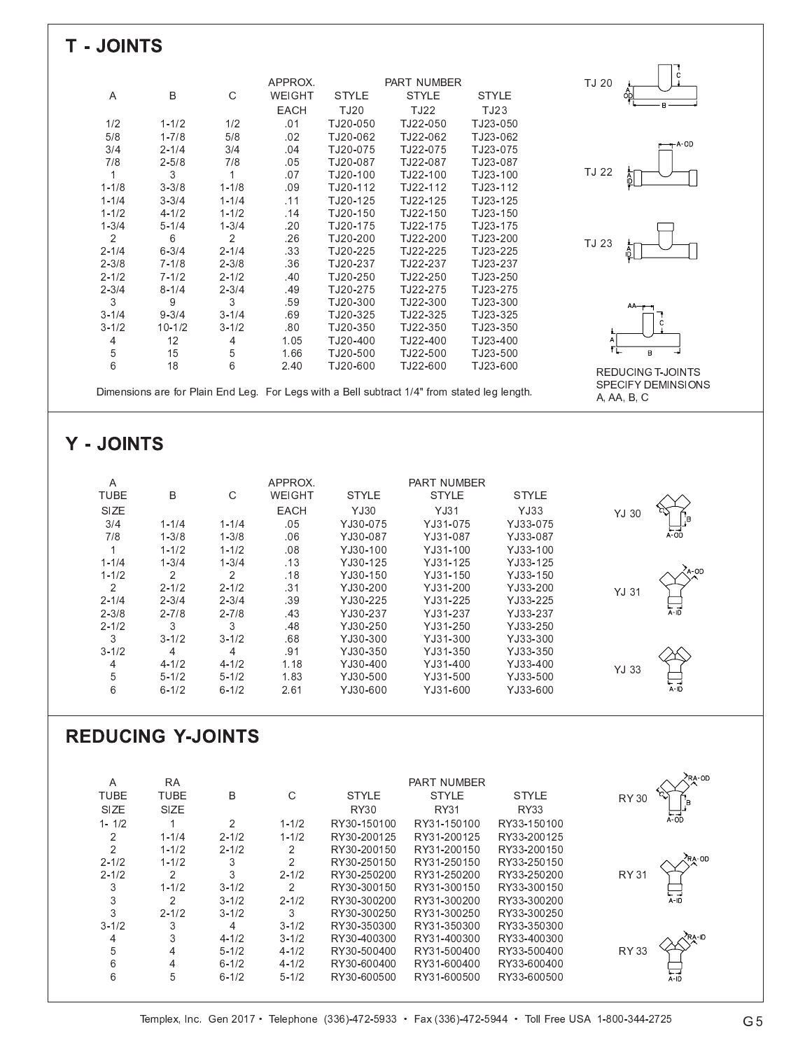## T - JOINTS

| A | B | C | APPROX. WEIGHT EACH | PART NUMBER STYLE TJ20 | STYLE TJ22 | STYLE TJ23 |
|---|---|---|---|---|---|---|
| 1/2 | 1-1/2 | 1/2 | .01 | TJ20-050 | TJ22-050 | TJ23-050 |
| 5/8 | 1-7/8 | 5/8 | .02 | TJ20-062 | TJ22-062 | TJ23-062 |
| 3/4 | 2-1/4 | 3/4 | .04 | TJ20-075 | TJ22-075 | TJ23-075 |
| 7/8 | 2-5/8 | 7/8 | .05 | TJ20-087 | TJ22-087 | TJ23-087 |
| 1 | 3 | 1 | .07 | TJ20-100 | TJ22-100 | TJ23-100 |
| 1-1/8 | 3-3/8 | 1-1/8 | .09 | TJ20-112 | TJ22-112 | TJ23-112 |
| 1-1/4 | 3-3/4 | 1-1/4 | .11 | TJ20-125 | TJ22-125 | TJ23-125 |
| 1-1/2 | 4-1/2 | 1-1/2 | .14 | TJ20-150 | TJ22-150 | TJ23-150 |
| 1-3/4 | 5-1/4 | 1-3/4 | .20 | TJ20-175 | TJ22-175 | TJ23-175 |
| 2 | 6 | 2 | .26 | TJ20-200 | TJ22-200 | TJ23-200 |
| 2-1/4 | 6-3/4 | 2-1/4 | .33 | TJ20-225 | TJ22-225 | TJ23-225 |
| 2-3/8 | 7-1/8 | 2-3/8 | .36 | TJ20-237 | TJ22-237 | TJ23-237 |
| 2-1/2 | 7-1/2 | 2-1/2 | .40 | TJ20-250 | TJ22-250 | TJ23-250 |
| 2-3/4 | 8-1/4 | 2-3/4 | .49 | TJ20-275 | TJ22-275 | TJ23-275 |
| 3 | 9 | 3 | .59 | TJ20-300 | TJ22-300 | TJ23-300 |
| 3-1/4 | 9-3/4 | 3-1/4 | .69 | TJ20-325 | TJ22-325 | TJ23-325 |
| 3-1/2 | 10-1/2 | 3-1/2 | .80 | TJ20-350 | TJ22-350 | TJ23-350 |
| 4 | 12 | 4 | 1.05 | TJ20-400 | TJ22-400 | TJ23-400 |
| 5 | 15 | 5 | 1.66 | TJ20-500 | TJ22-500 | TJ23-500 |
| 6 | 18 | 6 | 2.40 | TJ20-600 | TJ22-600 | TJ23-600 |

Dimensions are for Plain End Leg. For Legs with a Bell subtract 1/4" from stated leg length.

TJ 20 — A OD, B, C

TJ 22 — A-OD, A ID

TJ 23 — A ID

REDUCING T-JOINTS SPECIFY DEMINSIONS A, AA, B, C

## Y - JOINTS

| A TUBE SIZE | B | C | APPROX. WEIGHT EACH | PART NUMBER STYLE YJ30 | STYLE YJ31 | STYLE YJ33 |
|---|---|---|---|---|---|---|
| 3/4 | 1-1/4 | 1-1/4 | .05 | YJ30-075 | YJ31-075 | YJ33-075 |
| 7/8 | 1-3/8 | 1-3/8 | .06 | YJ30-087 | YJ31-087 | YJ33-087 |
| 1 | 1-1/2 | 1-1/2 | .08 | YJ30-100 | YJ31-100 | YJ33-100 |
| 1-1/4 | 1-3/4 | 1-3/4 | .13 | YJ30-125 | YJ31-125 | YJ33-125 |
| 1-1/2 | 2 | 2 | .18 | YJ30-150 | YJ31-150 | YJ33-150 |
| 2 | 2-1/2 | 2-1/2 | .31 | YJ30-200 | YJ31-200 | YJ33-200 |
| 2-1/4 | 2-3/4 | 2-3/4 | .39 | YJ30-225 | YJ31-225 | YJ33-225 |
| 2-3/8 | 2-7/8 | 2-7/8 | .43 | YJ30-237 | YJ31-237 | YJ33-237 |
| 2-1/2 | 3 | 3 | .48 | YJ30-250 | YJ31-250 | YJ33-250 |
| 3 | 3-1/2 | 3-1/2 | .68 | YJ30-300 | YJ31-300 | YJ33-300 |
| 3-1/2 | 4 | 4 | .91 | YJ30-350 | YJ31-350 | YJ33-350 |
| 4 | 4-1/2 | 4-1/2 | 1.18 | YJ30-400 | YJ31-400 | YJ33-400 |
| 5 | 5-1/2 | 5-1/2 | 1.83 | YJ30-500 | YJ31-500 | YJ33-500 |
| 6 | 6-1/2 | 6-1/2 | 2.61 | YJ30-600 | YJ31-600 | YJ33-600 |

YJ 30 — C, B, A-OD

YJ 31 — A-OD, A-ID

YJ 33 — A-ID

## REDUCING Y-JOINTS

| A TUBE SIZE | RA TUBE SIZE | B | C | PART NUMBER STYLE RY30 | STYLE RY31 | STYLE RY33 |
|---|---|---|---|---|---|---|
| 1- 1/2 | 1 | 2 | 1-1/2 | RY30-150100 | RY31-150100 | RY33-150100 |
| 2 | 1-1/4 | 2-1/2 | 1-1/2 | RY30-200125 | RY31-200125 | RY33-200125 |
| 2 | 1-1/2 | 2-1/2 | 2 | RY30-200150 | RY31-200150 | RY33-200150 |
| 2-1/2 | 1-1/2 | 3 | 2 | RY30-250150 | RY31-250150 | RY33-250150 |
| 2-1/2 | 2 | 3 | 2-1/2 | RY30-250200 | RY31-250200 | RY33-250200 |
| 3 | 1-1/2 | 3-1/2 | 2 | RY30-300150 | RY31-300150 | RY33-300150 |
| 3 | 2 | 3-1/2 | 2-1/2 | RY30-300200 | RY31-300200 | RY33-300200 |
| 3 | 2-1/2 | 3-1/2 | 3 | RY30-300250 | RY31-300250 | RY33-300250 |
| 3-1/2 | 3 | 4 | 3-1/2 | RY30-350300 | RY31-350300 | RY33-350300 |
| 4 | 3 | 4-1/2 | 3-1/2 | RY30-400300 | RY31-400300 | RY33-400300 |
| 5 | 4 | 5-1/2 | 4-1/2 | RY30-500400 | RY31-500400 | RY33-500400 |
| 6 | 4 | 6-1/2 | 4-1/2 | RY30-600400 | RY31-600400 | RY33-600400 |
| 6 | 5 | 6-1/2 | 5-1/2 | RY30-600500 | RY31-600500 | RY33-600500 |

RY 30 — RA-OD, B, A-OD

RY 31 — RA-OD, A-ID

RY 33 — RA-ID, A-ID

Templex, Inc. Gen 2017 • Telephone (336)-472-5933 • Fax (336)-472-5944 • Toll Free USA 1-800-344-2725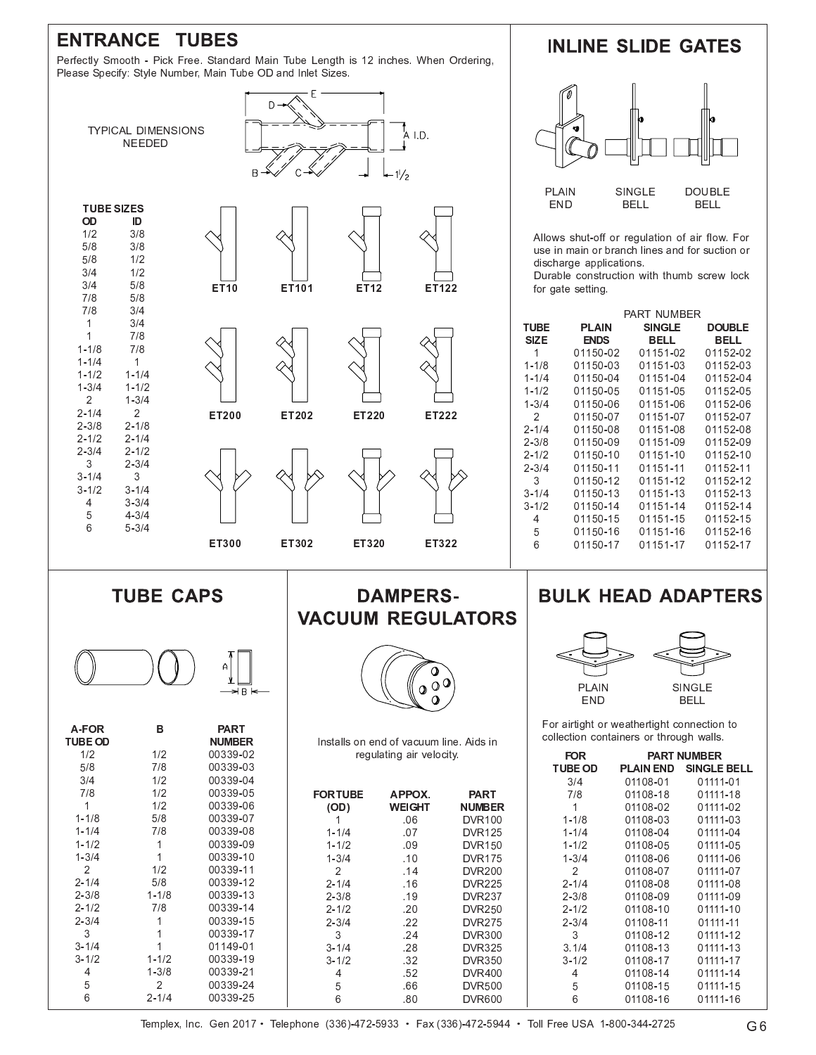## ENTRANCE TUBES

Perfectly Smooth - Pick Free. Standard Main Tube Length is 12 inches. When Ordering, Please Specify: Style Number, Main Tube OD and Inlet Sizes.

TYPICAL DIMENSIONS NEEDED

E, D, A I.D., B, C, 1/2

| TUBE SIZES | |
|---|---|
| OD | ID |
| 1/2 | 3/8 |
| 5/8 | 3/8 |
| 5/8 | 1/2 |
| 3/4 | 1/2 |
| 3/4 | 5/8 |
| 7/8 | 5/8 |
| 7/8 | 3/4 |
| 1 | 3/4 |
| 1 | 7/8 |
| 1-1/8 | 7/8 |
| 1-1/4 | 1 |
| 1-1/2 | 1-1/4 |
| 1-3/4 | 1-1/2 |
| 2 | 1-3/4 |
| 2-1/4 | 2 |
| 2-3/8 | 2-1/8 |
| 2-1/2 | 2-1/4 |
| 2-3/4 | 2-1/2 |
| 3 | 2-3/4 |
| 3-1/4 | 3 |
| 3-1/2 | 3-1/4 |
| 4 | 3-3/4 |
| 5 | 4-3/4 |
| 6 | 5-3/4 |

ET10, ET101, ET12, ET122

ET200, ET202, ET220, ET222

ET300, ET302, ET320, ET322

## INLINE SLIDE GATES

PLAIN END — SINGLE BELL — DOUBLE BELL

Allows shut-off or regulation of air flow. For use in main or branch lines and for suction or discharge applications.
Durable construction with thumb screw lock for gate setting.

| TUBE SIZE | PART NUMBER PLAIN ENDS | SINGLE BELL | DOUBLE BELL |
|---|---|---|---|
| 1 | 01150-02 | 01151-02 | 01152-02 |
| 1-1/8 | 01150-03 | 01151-03 | 01152-03 |
| 1-1/4 | 01150-04 | 01151-04 | 01152-04 |
| 1-1/2 | 01150-05 | 01151-05 | 01152-05 |
| 1-3/4 | 01150-06 | 01151-06 | 01152-06 |
| 2 | 01150-07 | 01151-07 | 01152-07 |
| 2-1/4 | 01150-08 | 01151-08 | 01152-08 |
| 2-3/8 | 01150-09 | 01151-09 | 01152-09 |
| 2-1/2 | 01150-10 | 01151-10 | 01152-10 |
| 2-3/4 | 01150-11 | 01151-11 | 01152-11 |
| 3 | 01150-12 | 01151-12 | 01152-12 |
| 3-1/4 | 01150-13 | 01151-13 | 01152-13 |
| 3-1/2 | 01150-14 | 01151-14 | 01152-14 |
| 4 | 01150-15 | 01151-15 | 01152-15 |
| 5 | 01150-16 | 01151-16 | 01152-16 |
| 6 | 01150-17 | 01151-17 | 01152-17 |

## TUBE CAPS

| A-FOR TUBE OD | B | PART NUMBER |
|---|---|---|
| 1/2 | 1/2 | 00339-02 |
| 5/8 | 7/8 | 00339-03 |
| 3/4 | 1/2 | 00339-04 |
| 7/8 | 1/2 | 00339-05 |
| 1 | 1/2 | 00339-06 |
| 1-1/8 | 5/8 | 00339-07 |
| 1-1/4 | 7/8 | 00339-08 |
| 1-1/2 | 1 | 00339-09 |
| 1-3/4 | 1 | 00339-10 |
| 2 | 1/2 | 00339-11 |
| 2-1/4 | 5/8 | 00339-12 |
| 2-3/8 | 1-1/8 | 00339-13 |
| 2-1/2 | 7/8 | 00339-14 |
| 2-3/4 | 1 | 00339-15 |
| 3 | 1 | 00339-17 |
| 3-1/4 | 1 | 01149-01 |
| 3-1/2 | 1-1/2 | 00339-19 |
| 4 | 1-3/8 | 00339-21 |
| 5 | 2 | 00339-24 |
| 6 | 2-1/4 | 00339-25 |

## DAMPERS-VACUUM REGULATORS

Installs on end of vacuum line. Aids in regulating air velocity.

| FOR TUBE (OD) | APPOX. WEIGHT | PART NUMBER |
|---|---|---|
| 1 | .06 | DVR100 |
| 1-1/4 | .07 | DVR125 |
| 1-1/2 | .09 | DVR150 |
| 1-3/4 | .10 | DVR175 |
| 2 | .14 | DVR200 |
| 2-1/4 | .16 | DVR225 |
| 2-3/8 | .19 | DVR237 |
| 2-1/2 | .20 | DVR250 |
| 2-3/4 | .22 | DVR275 |
| 3 | .24 | DVR300 |
| 3-1/4 | .28 | DVR325 |
| 3-1/2 | .32 | DVR350 |
| 4 | .52 | DVR400 |
| 5 | .66 | DVR500 |
| 6 | .80 | DVR600 |

## BULK HEAD ADAPTERS

PLAIN END — SINGLE BELL

For airtight or weathertight connection to collection containers or through walls.

| FOR TUBE OD | PART NUMBER PLAIN END | SINGLE BELL |
|---|---|---|
| 3/4 | 01108-01 | 01111-01 |
| 7/8 | 01108-18 | 01111-18 |
| 1 | 01108-02 | 01111-02 |
| 1-1/8 | 01108-03 | 01111-03 |
| 1-1/4 | 01108-04 | 01111-04 |
| 1-1/2 | 01108-05 | 01111-05 |
| 1-3/4 | 01108-06 | 01111-06 |
| 2 | 01108-07 | 01111-07 |
| 2-1/4 | 01108-08 | 01111-08 |
| 2-3/8 | 01108-09 | 01111-09 |
| 2-1/2 | 01108-10 | 01111-10 |
| 2-3/4 | 01108-11 | 01111-11 |
| 3 | 01108-12 | 01111-12 |
| 3.1/4 | 01108-13 | 01111-13 |
| 3-1/2 | 01108-17 | 01111-17 |
| 4 | 01108-14 | 01111-14 |
| 5 | 01108-15 | 01111-15 |
| 6 | 01108-16 | 01111-16 |

Templex, Inc. Gen 2017 • Telephone (336)-472-5933 • Fax (336)-472-5944 • Toll Free USA 1-800-344-2725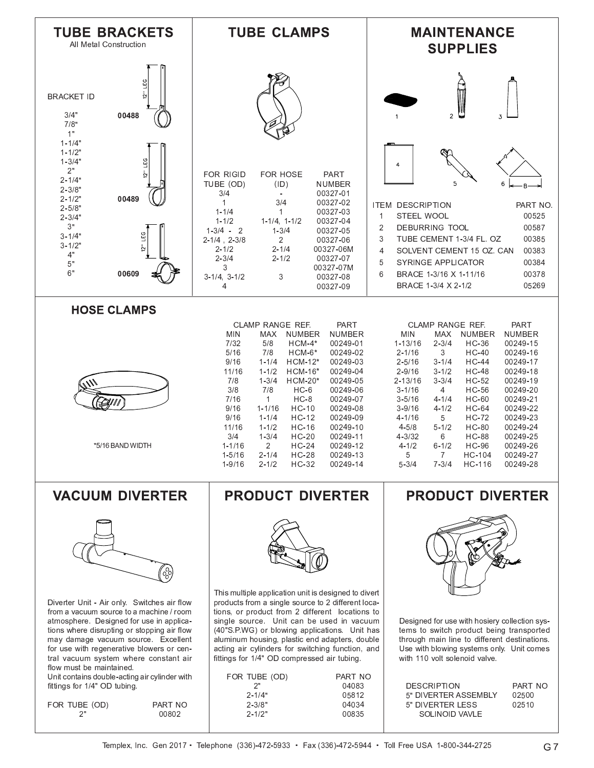## TUBE BRACKETS

All Metal Construction

| BRACKET ID | PART NUMBER |
|---|---|
| 3/4" | 00488 |
| 7/8" | |
| 1" | |
| 1-1/4" | |
| 1-1/2" | |
| 1-3/4" | |
| 2" | |
| 2-1/4" | |
| 2-3/8" | |
| 2-1/2" | 00489 |
| 2-5/8" | |
| 2-3/4" | |
| 3" | |
| 3-1/4" | |
| 3-1/2" | |
| 4" | |
| 5" | |
| 6" | 00609 |

12" LEG

## TUBE CLAMPS

| FOR RIGID TUBE (OD) | FOR HOSE (ID) | PART NUMBER |
|---|---|---|
| 3/4 | - | 00327-01 |
| 1 | 3/4 | 00327-02 |
| 1-1/4 | 1 | 00327-03 |
| 1-1/2 | 1-1/4, 1-1/2 | 00327-04 |
| 1-3/4 - 2 | 1-3/4 | 00327-05 |
| 2-1/4 , 2-3/8 | 2 | 00327-06 |
| 2-1/2 | 2-1/4 | 00327-06M |
| 2-3/4 | 2-1/2 | 00327-07 |
| 3 | | 00327-07M |
| 3-1/4, 3-1/2 | 3 | 00327-08 |
| 4 | | 00327-09 |

## MAINTENANCE SUPPLIES

| ITEM | DESCRIPTION | PART NO. |
|---|---|---|
| 1 | STEEL WOOL | 00525 |
| 2 | DEBURRING TOOL | 00587 |
| 3 | TUBE CEMENT 1-3/4 FL. OZ | 00385 |
| 4 | SOLVENT CEMENT 15 OZ. CAN | 00383 |
| 5 | SYRINGE APPLICATOR | 00384 |
| 6 | BRACE 1-3/16 X 1-11/16 | 00378 |
| | BRACE 1-3/4 X 2-1/2 | 05269 |

## HOSE CLAMPS

| CLAMP RANGE MIN | CLAMP RANGE MAX | REF. NUMBER | PART NUMBER |
|---|---|---|---|
| 7/32 | 5/8 | HCM-4* | 00249-01 |
| 5/16 | 7/8 | HCM-6* | 00249-02 |
| 9/16 | 1-1/4 | HCM-12* | 00249-03 |
| 11/16 | 1-1/2 | HCM-16* | 00249-04 |
| 7/8 | 1-3/4 | HCM-20* | 00249-05 |
| 3/8 | 7/8 | HC-6 | 00249-06 |
| 7/16 | 1 | HC-8 | 00249-07 |
| 9/16 | 1-1/16 | HC-10 | 00249-08 |
| 9/16 | 1-1/4 | HC-12 | 00249-09 |
| 11/16 | 1-1/2 | HC-16 | 00249-10 |
| 3/4 | 1-3/4 | HC-20 | 00249-11 |
| 1-1/16 | 2 | HC-24 | 00249-12 |
| 1-5/16 | 2-1/4 | HC-28 | 00249-13 |
| 1-9/16 | 2-1/2 | HC-32 | 00249-14 |
| 1-13/16 | 2-3/4 | HC-36 | 00249-15 |
| 2-1/16 | 3 | HC-40 | 00249-16 |
| 2-5/16 | 3-1/4 | HC-44 | 00249-17 |
| 2-9/16 | 3-1/2 | HC-48 | 00249-18 |
| 2-13/16 | 3-3/4 | HC-52 | 00249-19 |
| 3-1/16 | 4 | HC-56 | 00249-20 |
| 3-5/16 | 4-1/4 | HC-60 | 00249-21 |
| 3-9/16 | 4-1/2 | HC-64 | 00249-22 |
| 4-1/16 | 5 | HC-72 | 00249-23 |
| 4-5/8 | 5-1/2 | HC-80 | 00249-24 |
| 4-3/32 | 6 | HC-88 | 00249-25 |
| 4-1/2 | 6-1/2 | HC-96 | 00249-26 |
| 5 | 7 | HC-104 | 00249-27 |
| 5-3/4 | 7-3/4 | HC-116 | 00249-28 |

*5/16 BAND WIDTH

## VACUUM DIVERTER

Diverter Unit - Air only. Switches air flow from a vacuum source to a machine / room atmosphere. Designed for use in applications where disrupting or stopping air flow may damage vacuum source. Excellent for use with regenerative blowers or central vacuum system where constant air flow must be maintained.
Unit contains double-acting air cylinder with fittings for 1/4" OD tubing.

| FOR TUBE (OD) | PART NO |
|---|---|
| 2" | 00802 |

## PRODUCT DIVERTER

This multiple application unit is designed to divert products from a single source to 2 different locations, or product from 2 different locations to single source. Unit can be used in vacuum (40"S.P.WG) or blowing applications. Unit has aluminum housing, plastic end adapters, double acting air cylinders for switching function, and fittings for 1/4" OD compressed air tubing.

| FOR TUBE (OD) | PART NO |
|---|---|
| 2" | 04083 |
| 2-1/4" | 05812 |
| 2-3/8" | 04034 |
| 2-1/2" | 00835 |

## PRODUCT DIVERTER

Designed for use with hosiery collection systems to switch product being transported through main line to different destinations. Use with blowing systems only. Unit comes with 110 volt solenoid valve.

| DESCRIPTION | PART NO |
|---|---|
| 5" DIVERTER ASSEMBLY | 02500 |
| 5" DIVERTER LESS SOLINOID VAVLE | 02510 |

Templex, Inc. Gen 2017 • Telephone (336)-472-5933 • Fax (336)-472-5944 • Toll Free USA 1-800-344-2725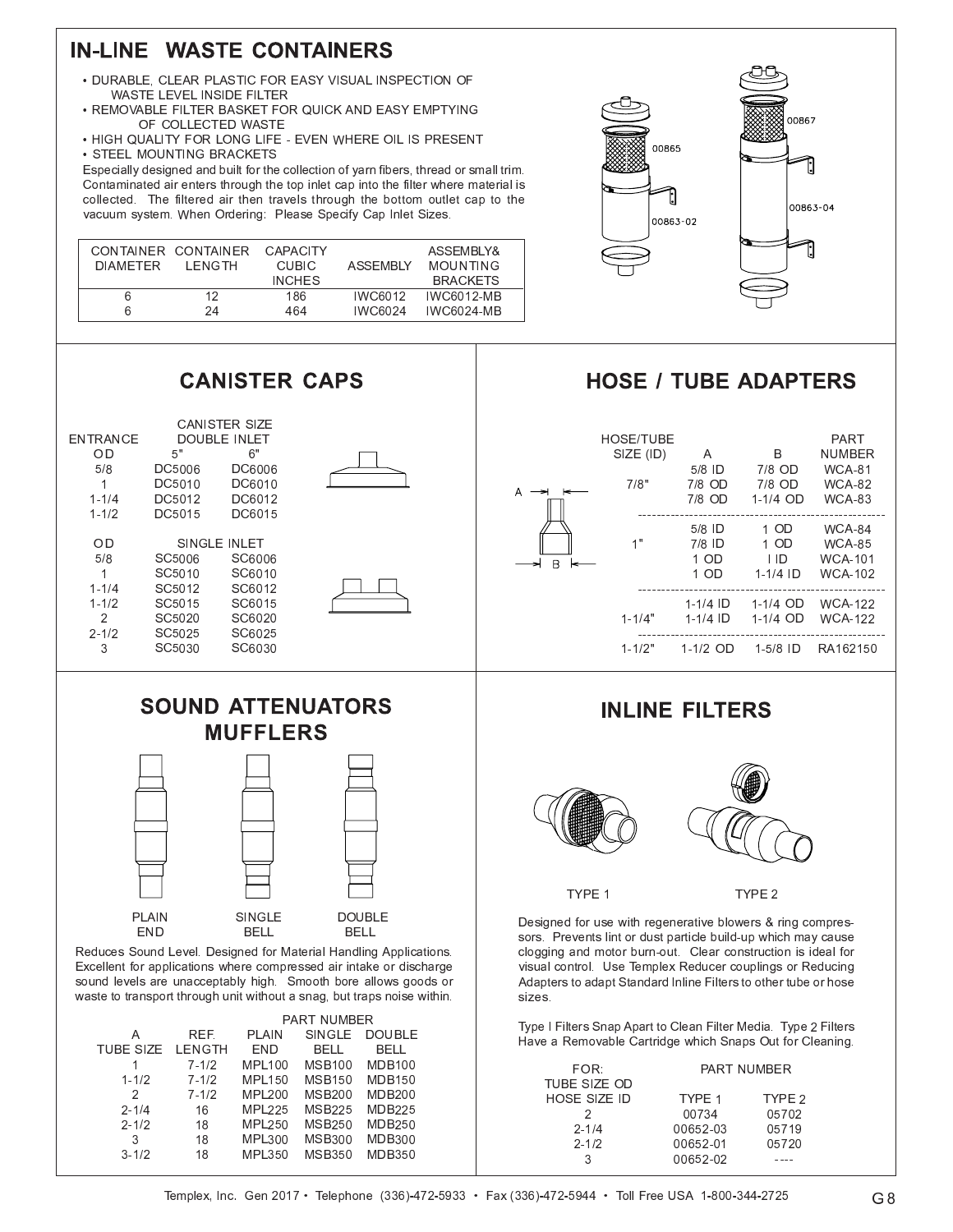# IN-LINE WASTE CONTAINERS

- DURABLE, CLEAR PLASTIC FOR EASY VISUAL INSPECTION OF WASTE LEVEL INSIDE FILTER
- REMOVABLE FILTER BASKET FOR QUICK AND EASY EMPTYING OF COLLECTED WASTE
- HIGH QUALITY FOR LONG LIFE - EVEN WHERE OIL IS PRESENT
- STEEL MOUNTING BRACKETS

Especially designed and built for the collection of yarn fibers, thread or small trim. Contaminated air enters through the top inlet cap into the filter where material is collected. The filtered air then travels through the bottom outlet cap to the vacuum system. When Ordering: Please Specify Cap Inlet Sizes.

| CONTAINER DIAMETER | CONTAINER LENGTH | CAPACITY CUBIC INCHES | ASSEMBLY | ASSEMBLY& MOUNTING BRACKETS |
|---|---|---|---|---|
| 6 | 12 | 186 | IWC6012 | IWC6012-MB |
| 6 | 24 | 464 | IWC6024 | IWC6024-MB |

00865 00867 00863-02 00863-04

## CANISTER CAPS

| ENTRANCE OD | CANISTER SIZE DOUBLE INLET 5" | 6" |
|---|---|---|
| 5/8 | DC5006 | DC6006 |
| 1 | DC5010 | DC6010 |
| 1-1/4 | DC5012 | DC6012 |
| 1-1/2 | DC5015 | DC6015 |

| OD | SINGLE INLET 5" | 6" |
|---|---|---|
| 5/8 | SC5006 | SC6006 |
| 1 | SC5010 | SC6010 |
| 1-1/4 | SC5012 | SC6012 |
| 1-1/2 | SC5015 | SC6015 |
| 2 | SC5020 | SC6020 |
| 2-1/2 | SC5025 | SC6025 |
| 3 | SC5030 | SC6030 |

## HOSE / TUBE ADAPTERS

| HOSE/TUBE SIZE (ID) | A | B | PART NUMBER |
|---|---|---|---|
| | 5/8 ID | 7/8 OD | WCA-81 |
| 7/8" | 7/8 OD | 7/8 OD | WCA-82 |
| | 7/8 OD | 1-1/4 OD | WCA-83 |
| | 5/8 ID | 1 OD | WCA-84 |
| 1" | 7/8 ID | 1 OD | WCA-85 |
| | 1 OD | I ID | WCA-101 |
| | 1 OD | 1-1/4 ID | WCA-102 |
| | 1-1/4 ID | 1-1/4 OD | WCA-122 |
| 1-1/4" | 1-1/4 ID | 1-1/4 OD | WCA-122 |
| 1-1/2" | 1-1/2 OD | 1-5/8 ID | RA162150 |

## SOUND ATTENUATORS MUFFLERS

PLAIN END — SINGLE BELL — DOUBLE BELL

Reduces Sound Level. Designed for Material Handling Applications. Excellent for applications where compressed air intake or discharge sound levels are unacceptably high. Smooth bore allows goods or waste to transport through unit without a snag, but traps noise within.

| A TUBE SIZE | REF. LENGTH | PART NUMBER PLAIN END | SINGLE BELL | DOUBLE BELL |
|---|---|---|---|---|
| 1 | 7-1/2 | MPL100 | MSB100 | MDB100 |
| 1-1/2 | 7-1/2 | MPL150 | MSB150 | MDB150 |
| 2 | 7-1/2 | MPL200 | MSB200 | MDB200 |
| 2-1/4 | 16 | MPL225 | MSB225 | MDB225 |
| 2-1/2 | 18 | MPL250 | MSB250 | MDB250 |
| 3 | 18 | MPL300 | MSB300 | MDB300 |
| 3-1/2 | 18 | MPL350 | MSB350 | MDB350 |

## INLINE FILTERS

TYPE 1 — TYPE 2

Designed for use with regenerative blowers & ring compressors. Prevents lint or dust particle build-up which may cause clogging and motor burn-out. Clear construction is ideal for visual control. Use Templex Reducer couplings or Reducing Adapters to adapt Standard Inline Filters to other tube or hose sizes.

Type I Filters Snap Apart to Clean Filter Media. Type 2 Filters Have a Removable Cartridge which Snaps Out for Cleaning.

| FOR: TUBE SIZE OD HOSE SIZE ID | PART NUMBER TYPE 1 | TYPE 2 |
|---|---|---|
| 2 | 00734 | 05702 |
| 2-1/4 | 00652-03 | 05719 |
| 2-1/2 | 00652-01 | 05720 |
| 3 | 00652-02 | ---- |

Templex, Inc. Gen 2017 • Telephone (336)-472-5933 • Fax (336)-472-5944 • Toll Free USA 1-800-344-2725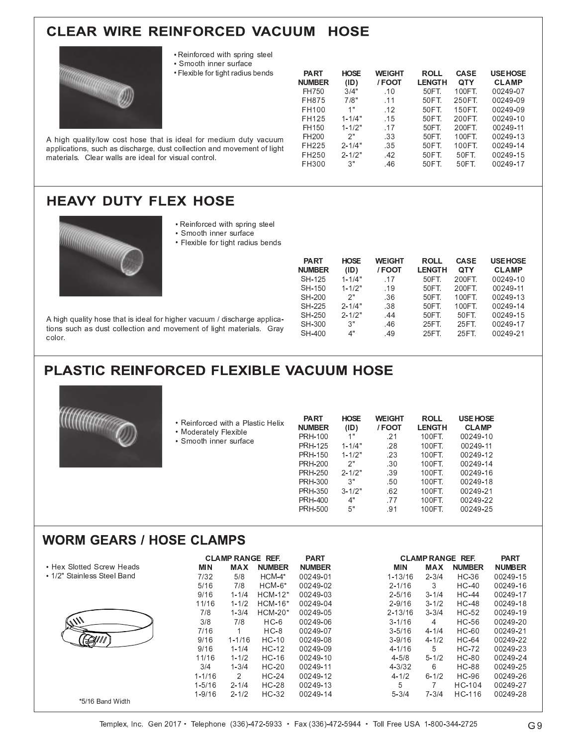## CLEAR WIRE REINFORCED VACUUM HOSE

- Reinforced with spring steel
- Smooth inner surface
- Flexible for tight radius bends

A high quality/low cost hose that is ideal for medium duty vacuum applications, such as discharge, dust collection and movement of light materials. Clear walls are ideal for visual control.

| PART NUMBER | HOSE (ID) | WEIGHT / FOOT | ROLL LENGTH | CASE QTY | USE HOSE CLAMP |
|---|---|---|---|---|---|
| FH750 | 3/4" | .10 | 50FT. | 100FT. | 00249-07 |
| FH875 | 7/8" | .11 | 50FT. | 250FT. | 00249-09 |
| FH100 | 1" | .12 | 50FT. | 150FT. | 00249-09 |
| FH125 | 1-1/4" | .15 | 50FT. | 200FT. | 00249-10 |
| FH150 | 1-1/2" | .17 | 50FT. | 200FT. | 00249-11 |
| FH200 | 2" | .33 | 50FT. | 100FT. | 00249-13 |
| FH225 | 2-1/4" | .35 | 50FT. | 100FT. | 00249-14 |
| FH250 | 2-1/2" | .42 | 50FT. | 50FT. | 00249-15 |
| FH300 | 3" | .46 | 50FT. | 50FT. | 00249-17 |

## HEAVY DUTY FLEX HOSE

- Reinforced with spring steel
- Smooth inner surface
- Flexible for tight radius bends

A high quality hose that is ideal for higher vacuum / discharge applications such as dust collection and movement of light materials. Gray color.

| PART NUMBER | HOSE (ID) | WEIGHT / FOOT | ROLL LENGTH | CASE QTY | USE HOSE CLAMP |
|---|---|---|---|---|---|
| SH-125 | 1-1/4" | .17 | 50FT. | 200FT. | 00249-10 |
| SH-150 | 1-1/2" | .19 | 50FT. | 200FT. | 00249-11 |
| SH-200 | 2" | .36 | 50FT. | 100FT. | 00249-13 |
| SH-225 | 2-1/4" | .38 | 50FT. | 100FT. | 00249-14 |
| SH-250 | 2-1/2" | .44 | 50FT. | 50FT. | 00249-15 |
| SH-300 | 3" | .46 | 25FT. | 25FT. | 00249-17 |
| SH-400 | 4" | .49 | 25FT. | 25FT. | 00249-21 |

## PLASTIC REINFORCED FLEXIBLE VACUUM HOSE

- Reinforced with a Plastic Helix
- Moderately Flexible
- Smooth inner surface

| PART NUMBER | HOSE (ID) | WEIGHT / FOOT | ROLL LENGTH | USE HOSE CLAMP |
|---|---|---|---|---|
| PRH-100 | 1" | .21 | 100FT. | 00249-10 |
| PRH-125 | 1-1/4" | .28 | 100FT. | 00249-11 |
| PRH-150 | 1-1/2" | .23 | 100FT. | 00249-12 |
| PRH-200 | 2" | .30 | 100FT. | 00249-14 |
| PRH-250 | 2-1/2" | .39 | 100FT. | 00249-16 |
| PRH-300 | 3" | .50 | 100FT. | 00249-18 |
| PRH-350 | 3-1/2" | .62 | 100FT. | 00249-21 |
| PRH-400 | 4" | .77 | 100FT. | 00249-22 |
| PRH-500 | 5" | .91 | 100FT. | 00249-25 |

## WORM GEARS / HOSE CLAMPS

- Hex Slotted Screw Heads
- 1/2" Stainless Steel Band

| CLAMP RANGE MIN | CLAMP RANGE MAX | REF. NUMBER | PART NUMBER |
|---|---|---|---|
| 7/32 | 5/8 | HCM-4* | 00249-01 |
| 5/16 | 7/8 | HCM-6* | 00249-02 |
| 9/16 | 1-1/4 | HCM-12* | 00249-03 |
| 11/16 | 1-1/2 | HCM-16* | 00249-04 |
| 7/8 | 1-3/4 | HCM-20* | 00249-05 |
| 3/8 | 7/8 | HC-6 | 00249-06 |
| 7/16 | 1 | HC-8 | 00249-07 |
| 9/16 | 1-1/16 | HC-10 | 00249-08 |
| 9/16 | 1-1/4 | HC-12 | 00249-09 |
| 11/16 | 1-1/2 | HC-16 | 00249-10 |
| 3/4 | 1-3/4 | HC-20 | 00249-11 |
| 1-1/16 | 2 | HC-24 | 00249-12 |
| 1-5/16 | 2-1/4 | HC-28 | 00249-13 |
| 1-9/16 | 2-1/2 | HC-32 | 00249-14 |
| 1-13/16 | 2-3/4 | HC-36 | 00249-15 |
| 2-1/16 | 3 | HC-40 | 00249-16 |
| 2-5/16 | 3-1/4 | HC-44 | 00249-17 |
| 2-9/16 | 3-1/2 | HC-48 | 00249-18 |
| 2-13/16 | 3-3/4 | HC-52 | 00249-19 |
| 3-1/16 | 4 | HC-56 | 00249-20 |
| 3-5/16 | 4-1/4 | HC-60 | 00249-21 |
| 3-9/16 | 4-1/2 | HC-64 | 00249-22 |
| 4-1/16 | 5 | HC-72 | 00249-23 |
| 4-5/8 | 5-1/2 | HC-80 | 00249-24 |
| 4-3/32 | 6 | HC-88 | 00249-25 |
| 4-1/2 | 6-1/2 | HC-96 | 00249-26 |
| 5 | 7 | HC-104 | 00249-27 |
| 5-3/4 | 7-3/4 | HC-116 | 00249-28 |

*5/16 Band Width

Templex, Inc. Gen 2017 • Telephone (336)-472-5933 • Fax (336)-472-5944 • Toll Free USA 1-800-344-2725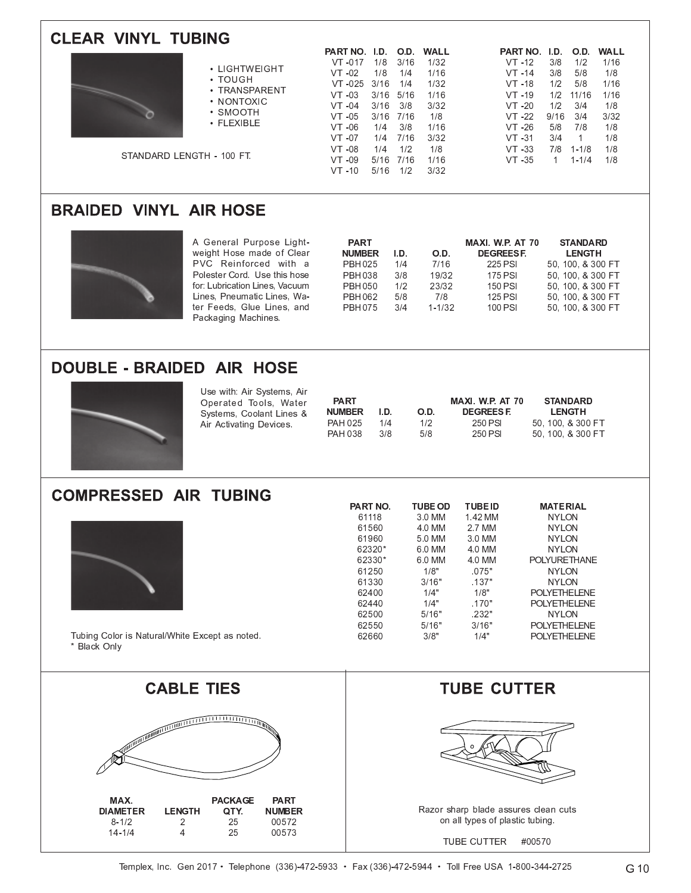## CLEAR VINYL TUBING

- LIGHTWEIGHT
- TOUGH
- TRANSPARENT
- NONTOXIC
- SMOOTH
- FLEXIBLE

STANDARD LENGTH - 100 FT.

| PART NO. | I.D. | O.D. | WALL |
|---|---|---|---|
| VT -017 | 1/8 | 3/16 | 1/32 |
| VT -02 | 1/8 | 1/4 | 1/16 |
| VT -025 | 3/16 | 1/4 | 1/32 |
| VT -03 | 3/16 | 5/16 | 1/16 |
| VT -04 | 3/16 | 3/8 | 3/32 |
| VT -05 | 3/16 | 7/16 | 1/8 |
| VT -06 | 1/4 | 3/8 | 1/16 |
| VT -07 | 1/4 | 7/16 | 3/32 |
| VT -08 | 1/4 | 1/2 | 1/8 |
| VT -09 | 5/16 | 7/16 | 1/16 |
| VT -10 | 5/16 | 1/2 | 3/32 |

| PART NO. | I.D. | O.D. | WALL |
|---|---|---|---|
| VT -12 | 3/8 | 1/2 | 1/16 |
| VT -14 | 3/8 | 5/8 | 1/8 |
| VT -18 | 1/2 | 5/8 | 1/16 |
| VT -19 | 1/2 | 11/16 | 1/16 |
| VT -20 | 1/2 | 3/4 | 1/8 |
| VT -22 | 9/16 | 3/4 | 3/32 |
| VT -26 | 5/8 | 7/8 | 1/8 |
| VT -31 | 3/4 | 1 | 1/8 |
| VT -33 | 7/8 | 1-1/8 | 1/8 |
| VT -35 | 1 | 1-1/4 | 1/8 |

## BRAIDED VINYL AIR HOSE

A General Purpose Lightweight Hose made of Clear PVC Reinforced with a Polester Cord. Use this hose for: Lubrication Lines, Vacuum Lines, Pneumatic Lines, Water Feeds, Glue Lines, and Packaging Machines.

| PART NUMBER | I.D. | O.D. | MAXI. W.P. AT 70 DEGREES F. | STANDARD LENGTH |
|---|---|---|---|---|
| PBH 025 | 1/4 | 7/16 | 225 PSI | 50, 100, & 300 FT |
| PBH 038 | 3/8 | 19/32 | 175 PSI | 50, 100, & 300 FT |
| PBH 050 | 1/2 | 23/32 | 150 PSI | 50, 100, & 300 FT |
| PBH 062 | 5/8 | 7/8 | 125 PSI | 50, 100, & 300 FT |
| PBH 075 | 3/4 | 1-1/32 | 100 PSI | 50, 100, & 300 FT |

## DOUBLE - BRAIDED AIR HOSE

Use with: Air Systems, Air Operated Tools, Water Systems, Coolant Lines & Air Activating Devices.

| PART NUMBER | I.D. | O.D. | MAXI. W.P. AT 70 DEGREES F. | STANDARD LENGTH |
|---|---|---|---|---|
| PAH 025 | 1/4 | 1/2 | 250 PSI | 50, 100, & 300 FT |
| PAH 038 | 3/8 | 5/8 | 250 PSI | 50, 100, & 300 FT |

## COMPRESSED AIR TUBING

| PART NO. | TUBE OD | TUBE ID | MATERIAL |
|---|---|---|---|
| 61118 | 3.0 MM | 1.42 MM | NYLON |
| 61560 | 4.0 MM | 2.7 MM | NYLON |
| 61960 | 5.0 MM | 3.0 MM | NYLON |
| 62320* | 6.0 MM | 4.0 MM | NYLON |
| 62330* | 6.0 MM | 4.0 MM | POLYURETHANE |
| 61250 | 1/8" | .075" | NYLON |
| 61330 | 3/16" | .137" | NYLON |
| 62400 | 1/4" | 1/8" | POLYETHELENE |
| 62440 | 1/4" | .170" | POLYETHELENE |
| 62500 | 5/16" | .232" | NYLON |
| 62550 | 5/16" | 3/16" | POLYETHELENE |
| 62660 | 3/8" | 1/4" | POLYETHELENE |

Tubing Color is Natural/White Except as noted.
\* Black Only

## CABLE TIES

| MAX. DIAMETER | LENGTH | PACKAGE QTY. | PART NUMBER |
|---|---|---|---|
| 8-1/2 | 2 | 25 | 00572 |
| 14-1/4 | 4 | 25 | 00573 |

## TUBE CUTTER

Razor sharp blade assures clean cuts on all types of plastic tubing.

TUBE CUTTER #00570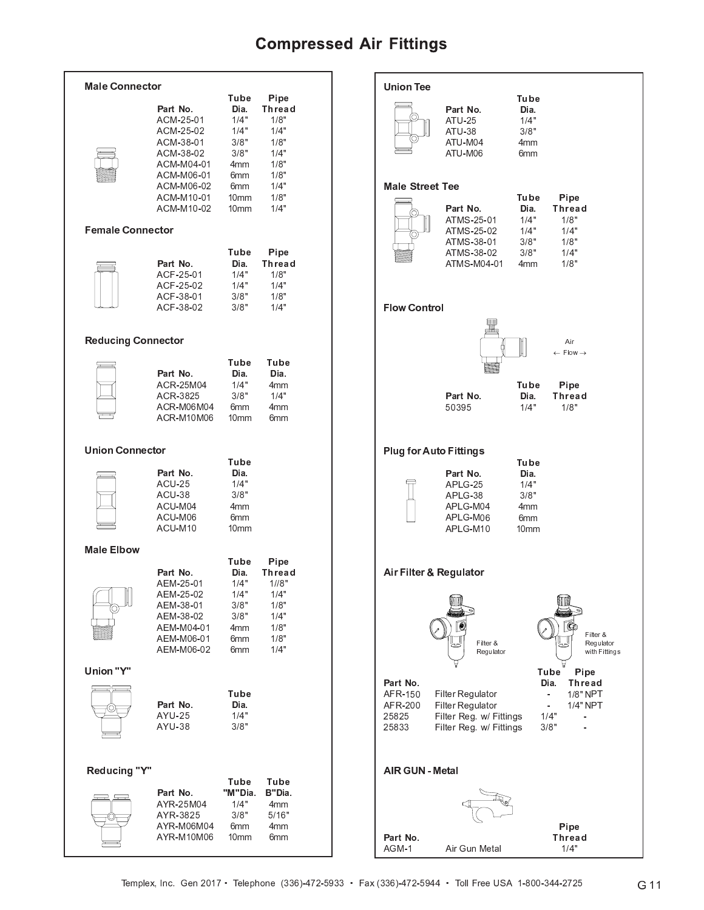# Compressed Air Fittings

### Male Connector

| Part No. | Tube Dia. | Pipe Thread |
|---|---|---|
| ACM-25-01 | 1/4" | 1/8" |
| ACM-25-02 | 1/4" | 1/4" |
| ACM-38-01 | 3/8" | 1/8" |
| ACM-38-02 | 3/8" | 1/4" |
| ACM-M04-01 | 4mm | 1/8" |
| ACM-M06-01 | 6mm | 1/8" |
| ACM-M06-02 | 6mm | 1/4" |
| ACM-M10-01 | 10mm | 1/8" |
| ACM-M10-02 | 10mm | 1/4" |

### Female Connector

| Part No. | Tube Dia. | Pipe Thread |
|---|---|---|
| ACF-25-01 | 1/4" | 1/8" |
| ACF-25-02 | 1/4" | 1/4" |
| ACF-38-01 | 3/8" | 1/8" |
| ACF-38-02 | 3/8" | 1/4" |

### Reducing Connector

| Part No. | Tube Dia. | Tube Dia. |
|---|---|---|
| ACR-25M04 | 1/4" | 4mm |
| ACR-3825 | 3/8" | 1/4" |
| ACR-M06M04 | 6mm | 4mm |
| ACR-M10M06 | 10mm | 6mm |

### Union Connector

| Part No. | Tube Dia. |
|---|---|
| ACU-25 | 1/4" |
| ACU-38 | 3/8" |
| ACU-M04 | 4mm |
| ACU-M06 | 6mm |
| ACU-M10 | 10mm |

### Male Elbow

| Part No. | Tube Dia. | Pipe Thread |
|---|---|---|
| AEM-25-01 | 1/4" | 1//8" |
| AEM-25-02 | 1/4" | 1/4" |
| AEM-38-01 | 3/8" | 1/8" |
| AEM-38-02 | 3/8" | 1/4" |
| AEM-M04-01 | 4mm | 1/8" |
| AEM-M06-01 | 6mm | 1/8" |
| AEM-M06-02 | 6mm | 1/4" |

### Union "Y"

| Part No. | Tube Dia. |
|---|---|
| AYU-25 | 1/4" |
| AYU-38 | 3/8" |

### Reducing "Y"

| Part No. | Tube "M"Dia. | Tube B"Dia. |
|---|---|---|
| AYR-25M04 | 1/4" | 4mm |
| AYR-3825 | 3/8" | 5/16" |
| AYR-M06M04 | 6mm | 4mm |
| AYR-M10M06 | 10mm | 6mm |

### Union Tee

| Part No. | Tube Dia. |
|---|---|
| ATU-25 | 1/4" |
| ATU-38 | 3/8" |
| ATU-M04 | 4mm |
| ATU-M06 | 6mm |

### Male Street Tee

| Part No. | Tube Dia. | Pipe Thread |
|---|---|---|
| ATMS-25-01 | 1/4" | 1/8" |
| ATMS-25-02 | 1/4" | 1/4" |
| ATMS-38-01 | 3/8" | 1/8" |
| ATMS-38-02 | 3/8" | 1/4" |
| ATMS-M04-01 | 4mm | 1/8" |

### Flow Control

Air
← Flow →

| Part No. | Tube Dia. | Pipe Thread |
|---|---|---|
| 50395 | 1/4" | 1/8" |

### Plug for Auto Fittings

| Part No. | Tube Dia. |
|---|---|
| APLG-25 | 1/4" |
| APLG-38 | 3/8" |
| APLG-M04 | 4mm |
| APLG-M06 | 6mm |
| APLG-M10 | 10mm |

### Air Filter & Regulator

Filter & Regulator

Filter & Regulator with Fittings

| Part No. | | Tube Dia. | Pipe Thread |
|---|---|---|---|
| AFR-150 | Filter Regulator | - | 1/8" NPT |
| AFR-200 | Filter Regulator | - | 1/4" NPT |
| 25825 | Filter Reg. w/ Fittings | 1/4" | - |
| 25833 | Filter Reg. w/ Fittings | 3/8" | - |

### AIR GUN - Metal

| Part No. | | Pipe Thread |
|---|---|---|
| AGM-1 | Air Gun Metal | 1/4" |

Templex, Inc. Gen 2017 • Telephone (336)-472-5933 • Fax (336)-472-5944 • Toll Free USA 1-800-344-2725